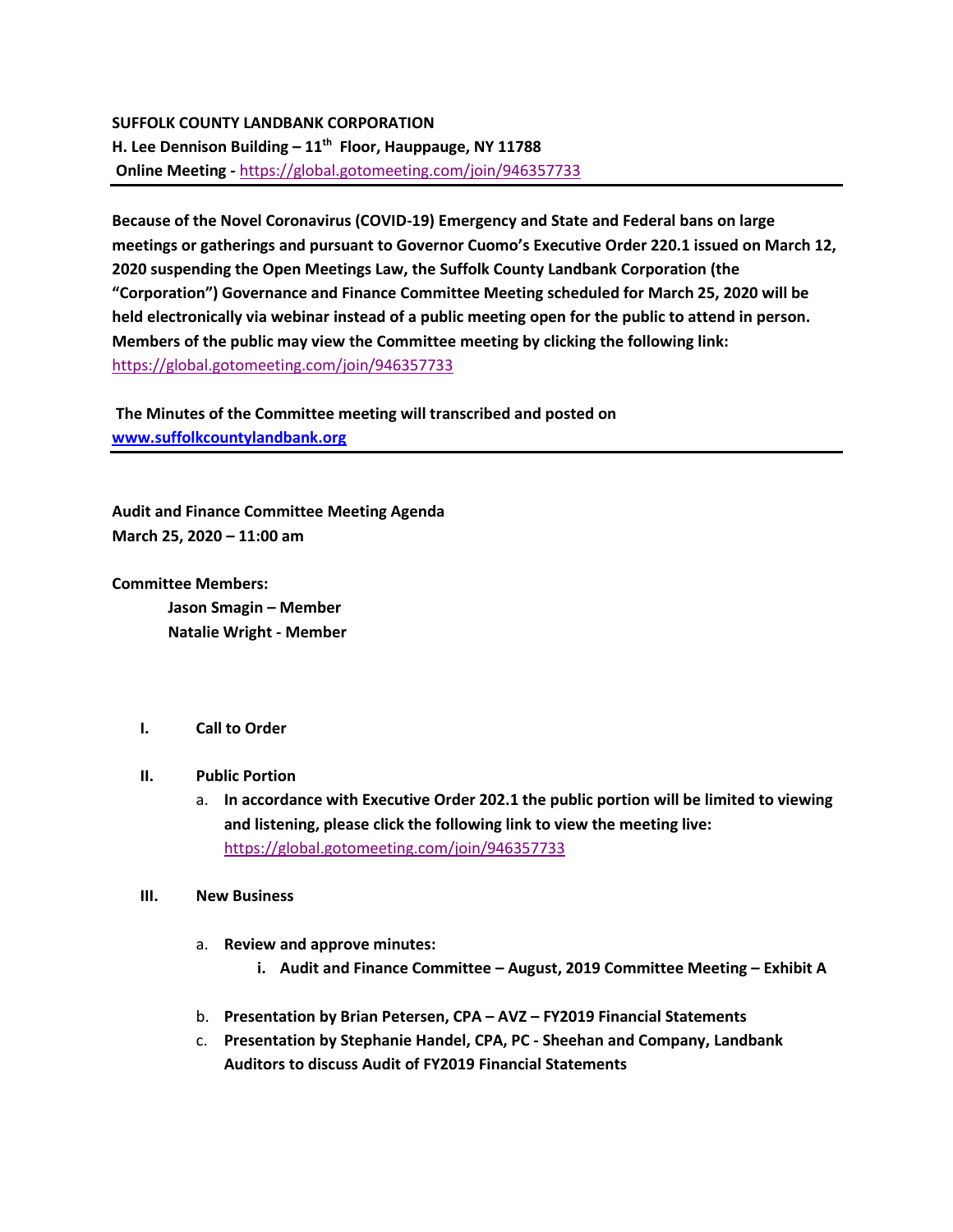**SUFFOLK COUNTY LANDBANK CORPORATION**
**H. Lee Dennison Building – 11th Floor, Hauppauge, NY 11788**
**Online Meeting -** https://global.gotomeeting.com/join/946357733

---

**Because of the Novel Coronavirus (COVID-19) Emergency and State and Federal bans on large meetings or gatherings and pursuant to Governor Cuomo's Executive Order 220.1 issued on March 12, 2020 suspending the Open Meetings Law, the Suffolk County Landbank Corporation (the "Corporation") Governance and Finance Committee Meeting scheduled for March 25, 2020 will be held electronically via webinar instead of a public meeting open for the public to attend in person. Members of the public may view the Committee meeting by clicking the following link:** https://global.gotomeeting.com/join/946357733

**The Minutes of the Committee meeting will transcribed and posted on** **www.suffolkcountylandbank.org**

---

**Audit and Finance Committee Meeting Agenda**
**March 25, 2020 – 11:00 am**

**Committee Members:**

- **Jason Smagin – Member**
- **Natalie Wright - Member**

**I. Call to Order**

**II. Public Portion**

a. **In accordance with Executive Order 202.1 the public portion will be limited to viewing and listening, please click the following link to view the meeting live:** https://global.gotomeeting.com/join/946357733

**III. New Business**

a. **Review and approve minutes:**
   i. **Audit and Finance Committee – August, 2019 Committee Meeting – Exhibit A**

b. **Presentation by Brian Petersen, CPA – AVZ – FY2019 Financial Statements**

c. **Presentation by Stephanie Handel, CPA, PC - Sheehan and Company, Landbank Auditors to discuss Audit of FY2019 Financial Statements**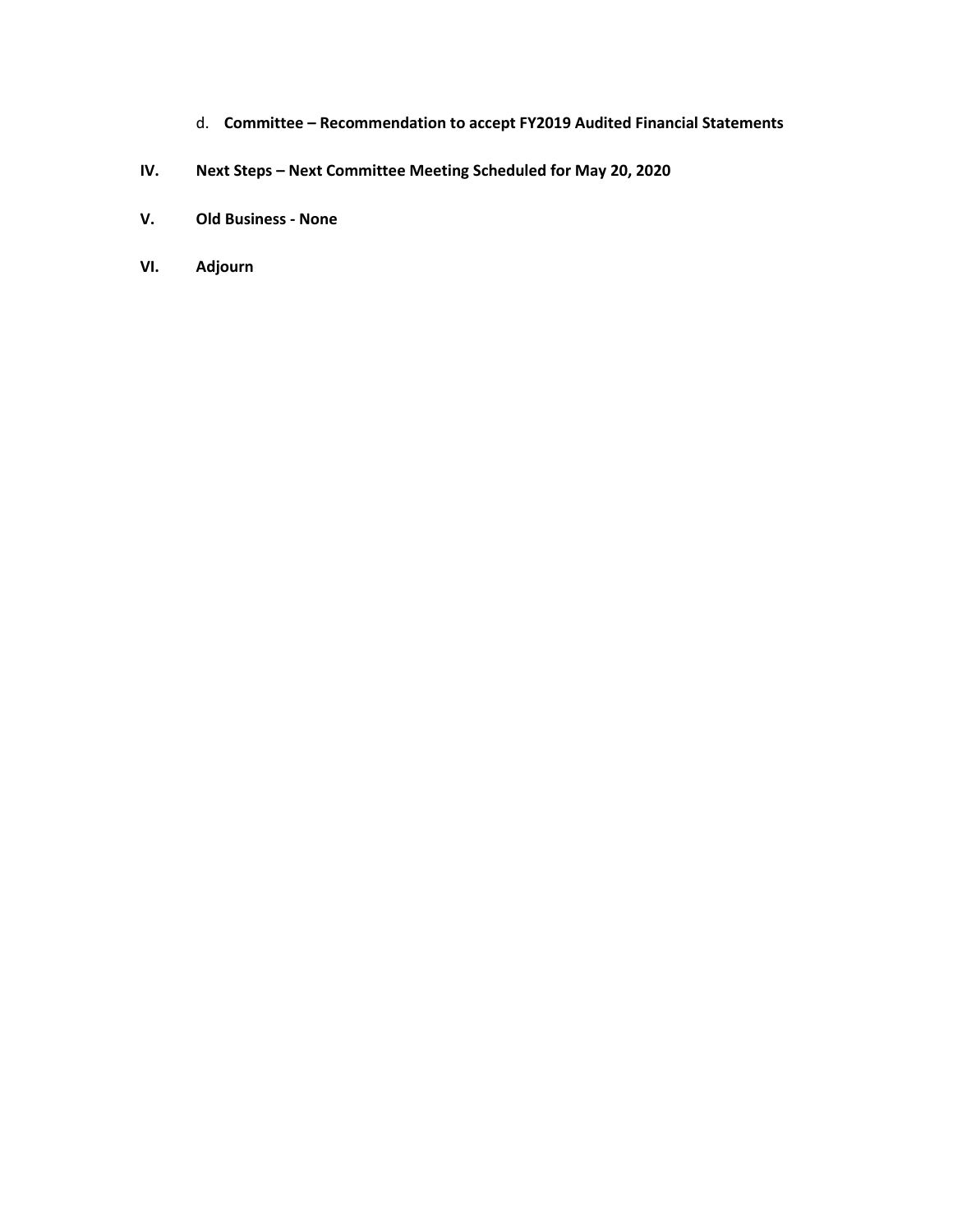d. **Committee – Recommendation to accept FY2019 Audited Financial Statements**

**IV. Next Steps – Next Committee Meeting Scheduled for May 20, 2020**

**V. Old Business - None**

**VI. Adjourn**